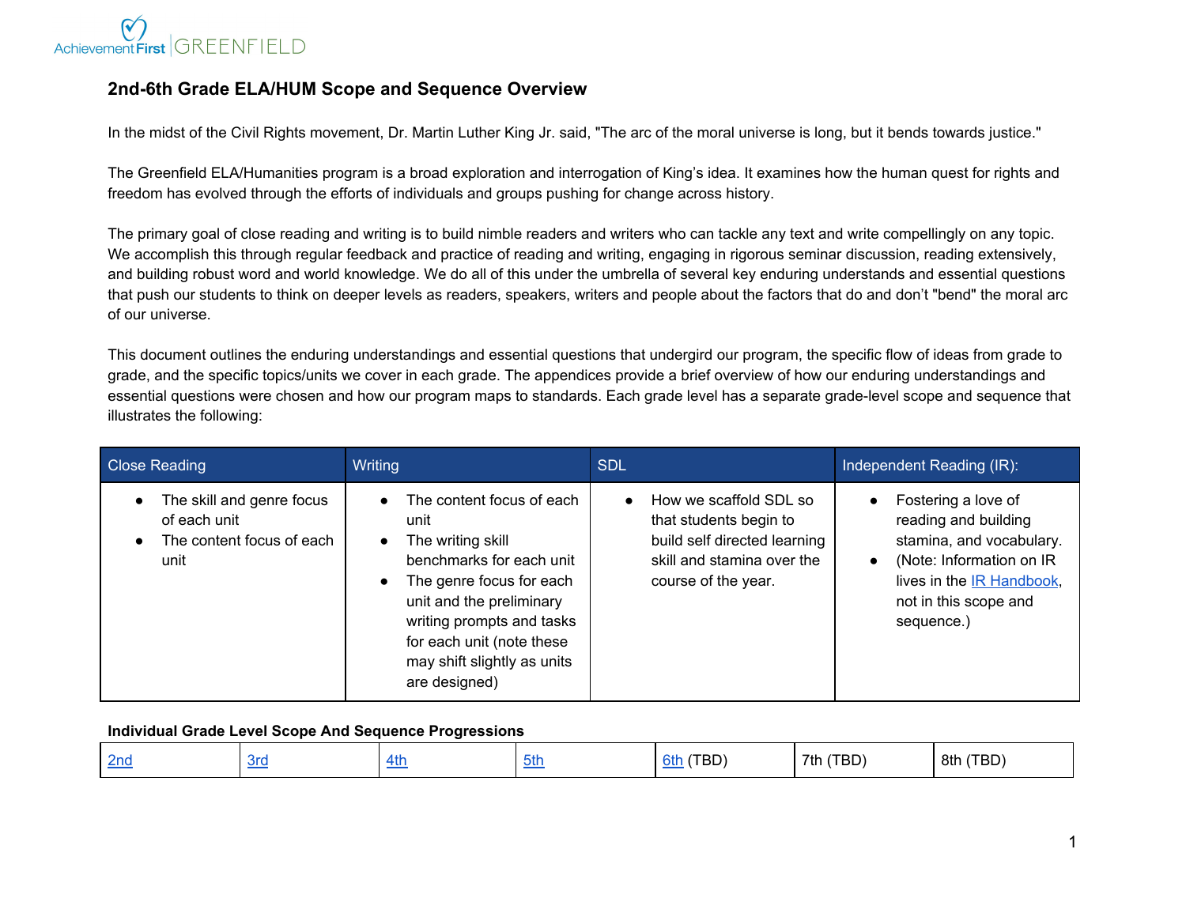# 2nd-6th Grade ELA/HUM Scope and Sequence Overview

In the midst of the Civil Rights movement, Dr. Martin Luther King Jr. said, "The arc of the moral universe is long, but it bends towards justice."

The Greenfield ELA/Humanities program is a broad exploration and interrogation of King's idea. It examines how the human quest for rights and freedom has evolved through the efforts of individuals and groups pushing for change across history.

The primary goal of close reading and writing is to build nimble readers and writers who can tackle any text and write compellingly on any topic. We accomplish this through regular feedback and practice of reading and writing, engaging in rigorous seminar discussion, reading extensively, and building robust word and world knowledge. We do all of this under the umbrella of several key enduring understands and essential questions that push our students to think on deeper levels as readers, speakers, writers and people about the factors that do and don't "bend" the moral arc of our universe.

This document outlines the enduring understandings and essential questions that undergird our program, the specific flow of ideas from grade to grade, and the specific topics/units we cover in each grade. The appendices provide a brief overview of how our enduring understandings and essential questions were chosen and how our program maps to standards. Each grade level has a separate grade-level scope and sequence that illustrates the following:

| Close Reading | Writing | SDL | Independent Reading (IR): |
|---|---|---|---|
| • The skill and genre focus of each unit<br>• The content focus of each unit | • The content focus of each unit<br>• The writing skill benchmarks for each unit<br>• The genre focus for each unit and the preliminary writing prompts and tasks for each unit (note these may shift slightly as units are designed) | • How we scaffold SDL so that students begin to build self directed learning skill and stamina over the course of the year. | • Fostering a love of reading and building stamina, and vocabulary.<br>• (Note: Information on IR lives in the IR Handbook, not in this scope and sequence.) |

**Individual Grade Level Scope And Sequence Progressions**

| | | | | | | |
|---|---|---|---|---|---|---|
| 2nd | 3rd | 4th | 5th | 6th (TBD) | 7th (TBD) | 8th (TBD) |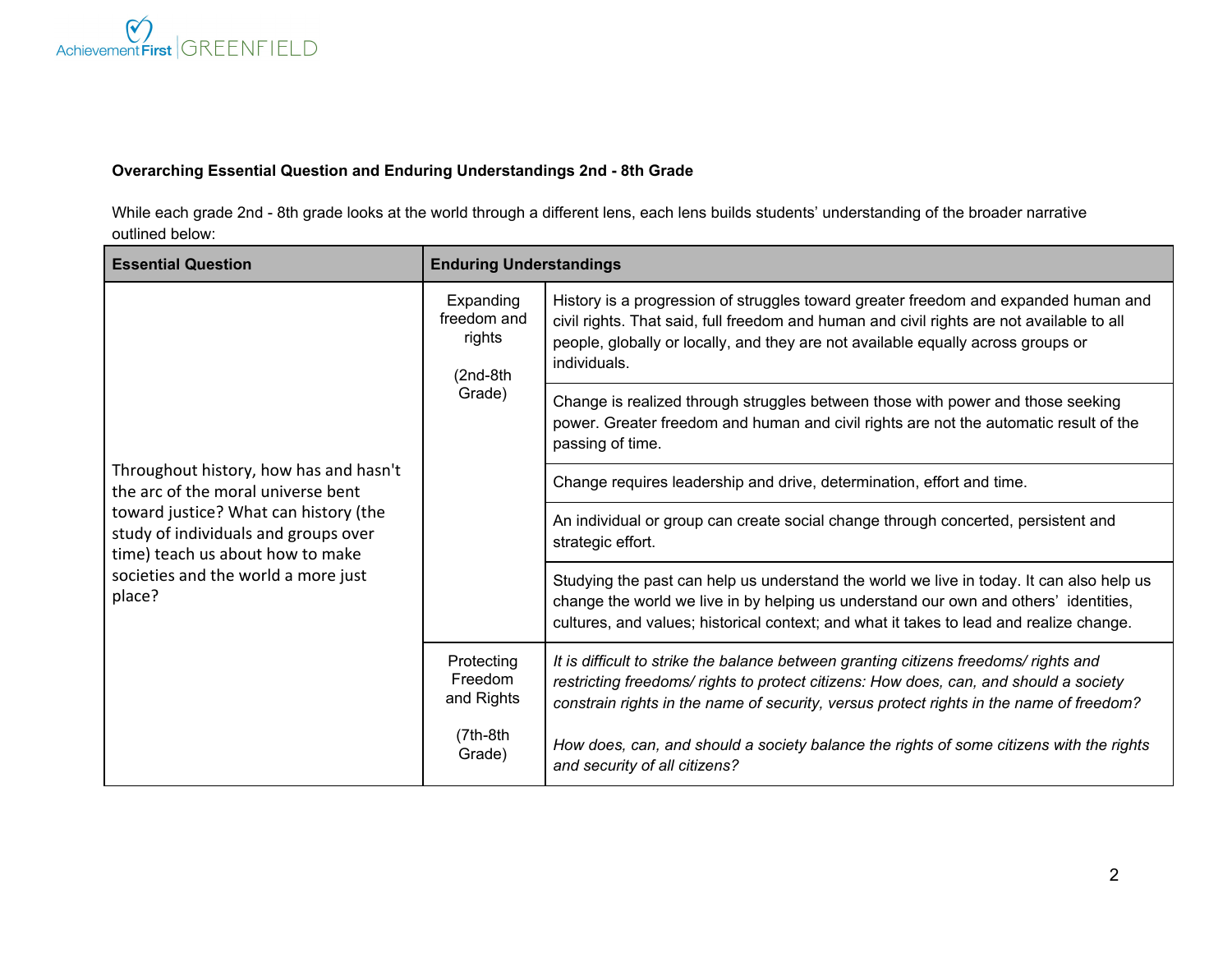**Overarching Essential Question and Enduring Understandings 2nd - 8th Grade**

While each grade 2nd - 8th grade looks at the world through a different lens, each lens builds students' understanding of the broader narrative outlined below:

| Essential Question | Enduring Understandings | |
|---|---|---|
| Throughout history, how has and hasn't the arc of the moral universe bent toward justice? What can history (the study of individuals and groups over time) teach us about how to make societies and the world a more just place? | Expanding freedom and rights (2nd-8th Grade) | History is a progression of struggles toward greater freedom and expanded human and civil rights. That said, full freedom and human and civil rights are not available to all people, globally or locally, and they are not available equally across groups or individuals. |
| | | Change is realized through struggles between those with power and those seeking power. Greater freedom and human and civil rights are not the automatic result of the passing of time. |
| | | Change requires leadership and drive, determination, effort and time. |
| | | An individual or group can create social change through concerted, persistent and strategic effort. |
| | | Studying the past can help us understand the world we live in today. It can also help us change the world we live in by helping us understand our own and others' identities, cultures, and values; historical context; and what it takes to lead and realize change. |
| | Protecting Freedom and Rights (7th-8th Grade) | *It is difficult to strike the balance between granting citizens freedoms/ rights and restricting freedoms/ rights to protect citizens: How does, can, and should a society constrain rights in the name of security, versus protect rights in the name of freedom?* *How does, can, and should a society balance the rights of some citizens with the rights and security of all citizens?* |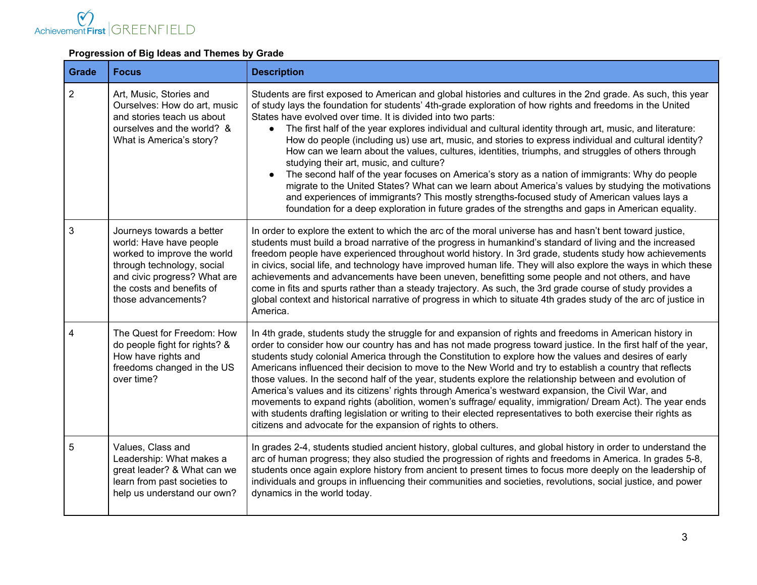**Progression of Big Ideas and Themes by Grade**

| Grade | Focus | Description |
|---|---|---|
| 2 | Art, Music, Stories and Ourselves: How do art, music and stories teach us about ourselves and the world? & What is America's story? | Students are first exposed to American and global histories and cultures in the 2nd grade. As such, this year of study lays the foundation for students' 4th-grade exploration of how rights and freedoms in the United States have evolved over time. It is divided into two parts:<br>● The first half of the year explores individual and cultural identity through art, music, and literature: How do people (including us) use art, music, and stories to express individual and cultural identity? How can we learn about the values, cultures, identities, triumphs, and struggles of others through studying their art, music, and culture?<br>● The second half of the year focuses on America's story as a nation of immigrants: Why do people migrate to the United States? What can we learn about America's values by studying the motivations and experiences of immigrants? This mostly strengths-focused study of American values lays a foundation for a deep exploration in future grades of the strengths and gaps in American equality. |
| 3 | Journeys towards a better world: Have have people worked to improve the world through technology, social and civic progress? What are the costs and benefits of those advancements? | In order to explore the extent to which the arc of the moral universe has and hasn't bent toward justice, students must build a broad narrative of the progress in humankind's standard of living and the increased freedom people have experienced throughout world history. In 3rd grade, students study how achievements in civics, social life, and technology have improved human life. They will also explore the ways in which these achievements and advancements have been uneven, benefitting some people and not others, and have come in fits and spurts rather than a steady trajectory. As such, the 3rd grade course of study provides a global context and historical narrative of progress in which to situate 4th grades study of the arc of justice in America. |
| 4 | The Quest for Freedom: How do people fight for rights? & How have rights and freedoms changed in the US over time? | In 4th grade, students study the struggle for and expansion of rights and freedoms in American history in order to consider how our country has and has not made progress toward justice. In the first half of the year, students study colonial America through the Constitution to explore how the values and desires of early Americans influenced their decision to move to the New World and try to establish a country that reflects those values. In the second half of the year, students explore the relationship between and evolution of America's values and its citizens' rights through America's westward expansion, the Civil War, and movements to expand rights (abolition, women's suffrage/ equality, immigration/ Dream Act). The year ends with students drafting legislation or writing to their elected representatives to both exercise their rights as citizens and advocate for the expansion of rights to others. |
| 5 | Values, Class and Leadership: What makes a great leader? & What can we learn from past societies to help us understand our own? | In grades 2-4, students studied ancient history, global cultures, and global history in order to understand the arc of human progress; they also studied the progression of rights and freedoms in America. In grades 5-8, students once again explore history from ancient to present times to focus more deeply on the leadership of individuals and groups in influencing their communities and societies, revolutions, social justice, and power dynamics in the world today. |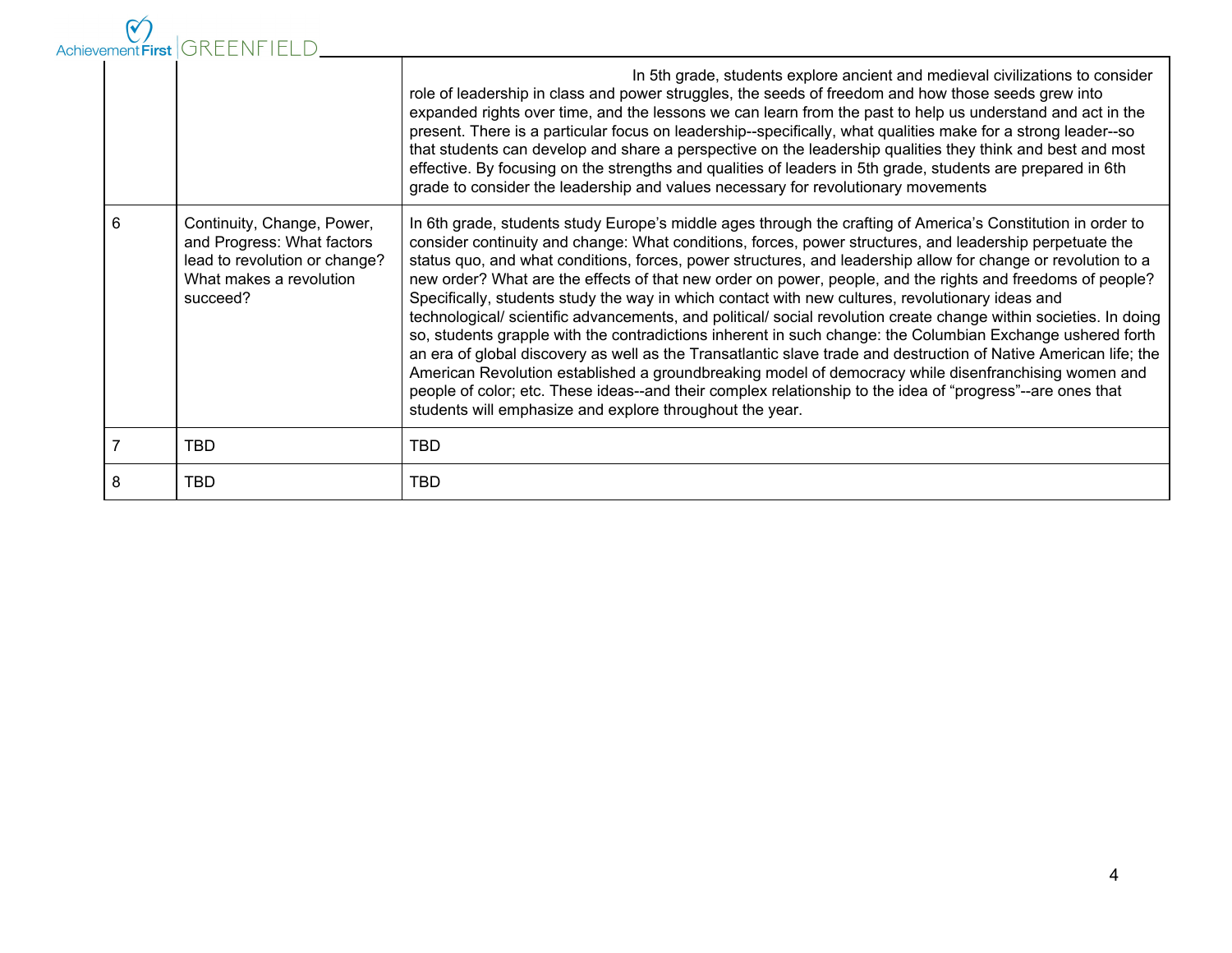| | | |
|---|---|---|
| | | In 5th grade, students explore ancient and medieval civilizations to consider role of leadership in class and power struggles, the seeds of freedom and how those seeds grew into expanded rights over time, and the lessons we can learn from the past to help us understand and act in the present. There is a particular focus on leadership--specifically, what qualities make for a strong leader--so that students can develop and share a perspective on the leadership qualities they think and best and most effective. By focusing on the strengths and qualities of leaders in 5th grade, students are prepared in 6th grade to consider the leadership and values necessary for revolutionary movements |
| 6 | Continuity, Change, Power, and Progress: What factors lead to revolution or change? What makes a revolution succeed? | In 6th grade, students study Europe's middle ages through the crafting of America's Constitution in order to consider continuity and change: What conditions, forces, power structures, and leadership perpetuate the status quo, and what conditions, forces, power structures, and leadership allow for change or revolution to a new order? What are the effects of that new order on power, people, and the rights and freedoms of people? Specifically, students study the way in which contact with new cultures, revolutionary ideas and technological/ scientific advancements, and political/ social revolution create change within societies. In doing so, students grapple with the contradictions inherent in such change: the Columbian Exchange ushered forth an era of global discovery as well as the Transatlantic slave trade and destruction of Native American life; the American Revolution established a groundbreaking model of democracy while disenfranchising women and people of color; etc. These ideas--and their complex relationship to the idea of "progress"--are ones that students will emphasize and explore throughout the year. |
| 7 | TBD | TBD |
| 8 | TBD | TBD |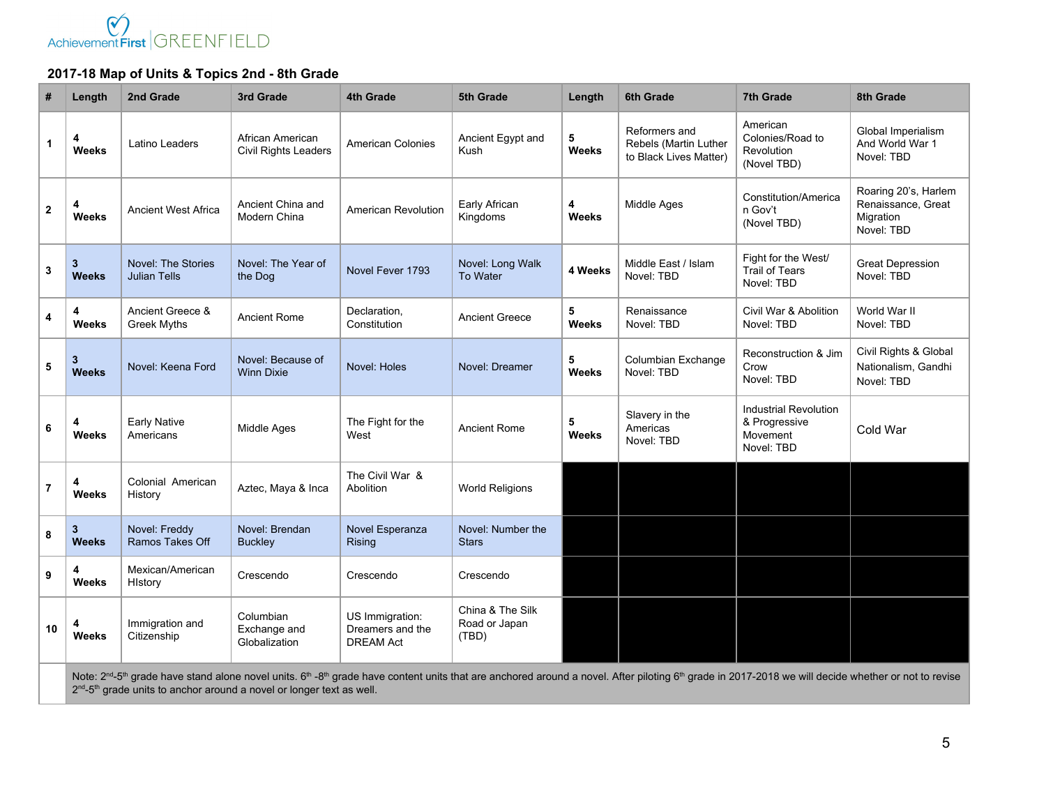Achievement First | GREENFIELD

**2017-18 Map of Units & Topics 2nd - 8th Grade**

| # | Length | 2nd Grade | 3rd Grade | 4th Grade | 5th Grade | Length | 6th Grade | 7th Grade | 8th Grade |
|---|---|---|---|---|---|---|---|---|---|
| 1 | **4 Weeks** | Latino Leaders | African American Civil Rights Leaders | American Colonies | Ancient Egypt and Kush | **5 Weeks** | Reformers and Rebels (Martin Luther to Black Lives Matter) | American Colonies/Road to Revolution (Novel TBD) | Global Imperialism And World War 1 Novel: TBD |
| 2 | **4 Weeks** | Ancient West Africa | Ancient China and Modern China | American Revolution | Early African Kingdoms | **4 Weeks** | Middle Ages | Constitution/American Gov't (Novel TBD) | Roaring 20's, Harlem Renaissance, Great Migration Novel: TBD |
| 3 | **3 Weeks** | Novel: The Stories Julian Tells | Novel: The Year of the Dog | Novel Fever 1793 | Novel: Long Walk To Water | **4 Weeks** | Middle East / Islam Novel: TBD | Fight for the West/ Trail of Tears Novel: TBD | Great Depression Novel: TBD |
| 4 | **4 Weeks** | Ancient Greece & Greek Myths | Ancient Rome | Declaration, Constitution | Ancient Greece | **5 Weeks** | Renaissance Novel: TBD | Civil War & Abolition Novel: TBD | World War II Novel: TBD |
| 5 | **3 Weeks** | Novel: Keena Ford | Novel: Because of Winn Dixie | Novel: Holes | Novel: Dreamer | **5 Weeks** | Columbian Exchange Novel: TBD | Reconstruction & Jim Crow Novel: TBD | Civil Rights & Global Nationalism, Gandhi Novel: TBD |
| 6 | **4 Weeks** | Early Native Americans | Middle Ages | The Fight for the West | Ancient Rome | **5 Weeks** | Slavery in the Americas Novel: TBD | Industrial Revolution & Progressive Movement Novel: TBD | Cold War |
| 7 | **4 Weeks** | Colonial American History | Aztec, Maya & Inca | The Civil War & Abolition | World Religions | | | | |
| 8 | **3 Weeks** | Novel: Freddy Ramos Takes Off | Novel: Brendan Buckley | Novel Esperanza Rising | Novel: Number the Stars | | | | |
| 9 | **4 Weeks** | Mexican/American HIstory | Crescendo | Crescendo | Crescendo | | | | |
| 10 | **4 Weeks** | Immigration and Citizenship | Columbian Exchange and Globalization | US Immigration: Dreamers and the DREAM Act | China & The Silk Road or Japan (TBD) | | | | |
| | Note: 2nd-5th grade have stand alone novel units. 6th -8th grade have content units that are anchored around a novel. After piloting 6th grade in 2017-2018 we will decide whether or not to revise 2nd-5th grade units to anchor around a novel or longer text as well. | | | | | | | | |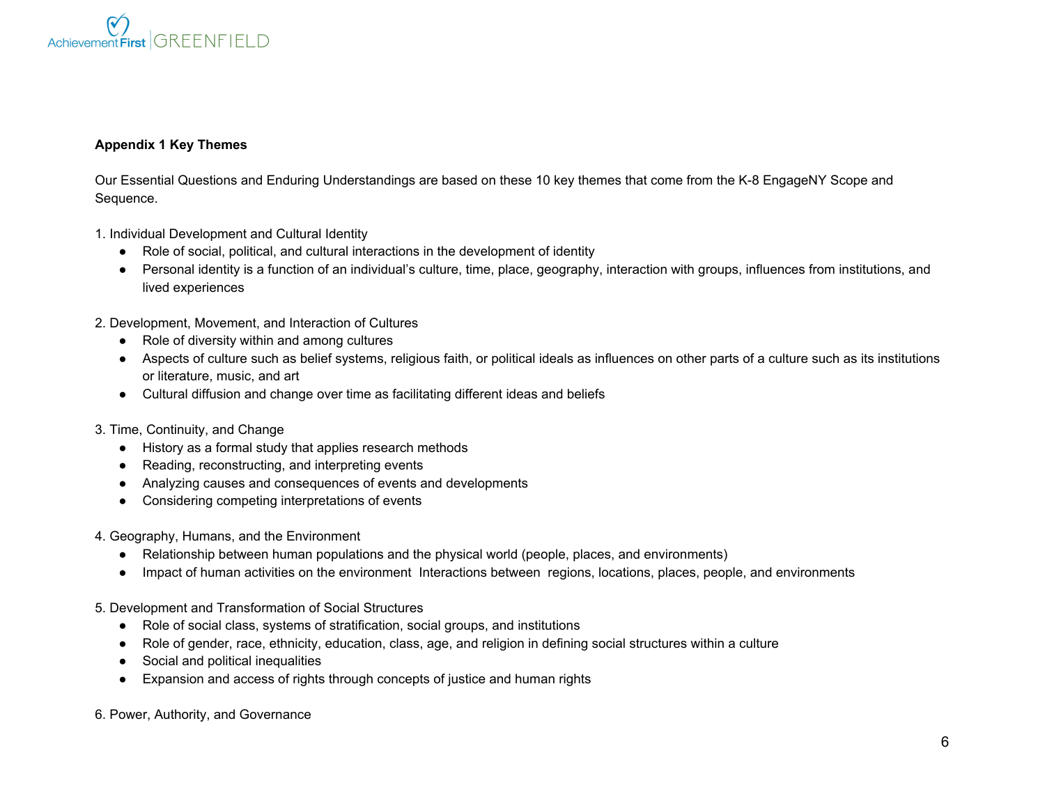**Appendix 1 Key Themes**

Our Essential Questions and Enduring Understandings are based on these 10 key themes that come from the K-8 EngageNY Scope and Sequence.

1. Individual Development and Cultural Identity
   - Role of social, political, and cultural interactions in the development of identity
   - Personal identity is a function of an individual's culture, time, place, geography, interaction with groups, influences from institutions, and lived experiences

2. Development, Movement, and Interaction of Cultures
   - Role of diversity within and among cultures
   - Aspects of culture such as belief systems, religious faith, or political ideals as influences on other parts of a culture such as its institutions or literature, music, and art
   - Cultural diffusion and change over time as facilitating different ideas and beliefs

3. Time, Continuity, and Change
   - History as a formal study that applies research methods
   - Reading, reconstructing, and interpreting events
   - Analyzing causes and consequences of events and developments
   - Considering competing interpretations of events

4. Geography, Humans, and the Environment
   - Relationship between human populations and the physical world (people, places, and environments)
   - Impact of human activities on the environment  Interactions between  regions, locations, places, people, and environments

5. Development and Transformation of Social Structures
   - Role of social class, systems of stratification, social groups, and institutions
   - Role of gender, race, ethnicity, education, class, age, and religion in defining social structures within a culture
   - Social and political inequalities
   - Expansion and access of rights through concepts of justice and human rights

6. Power, Authority, and Governance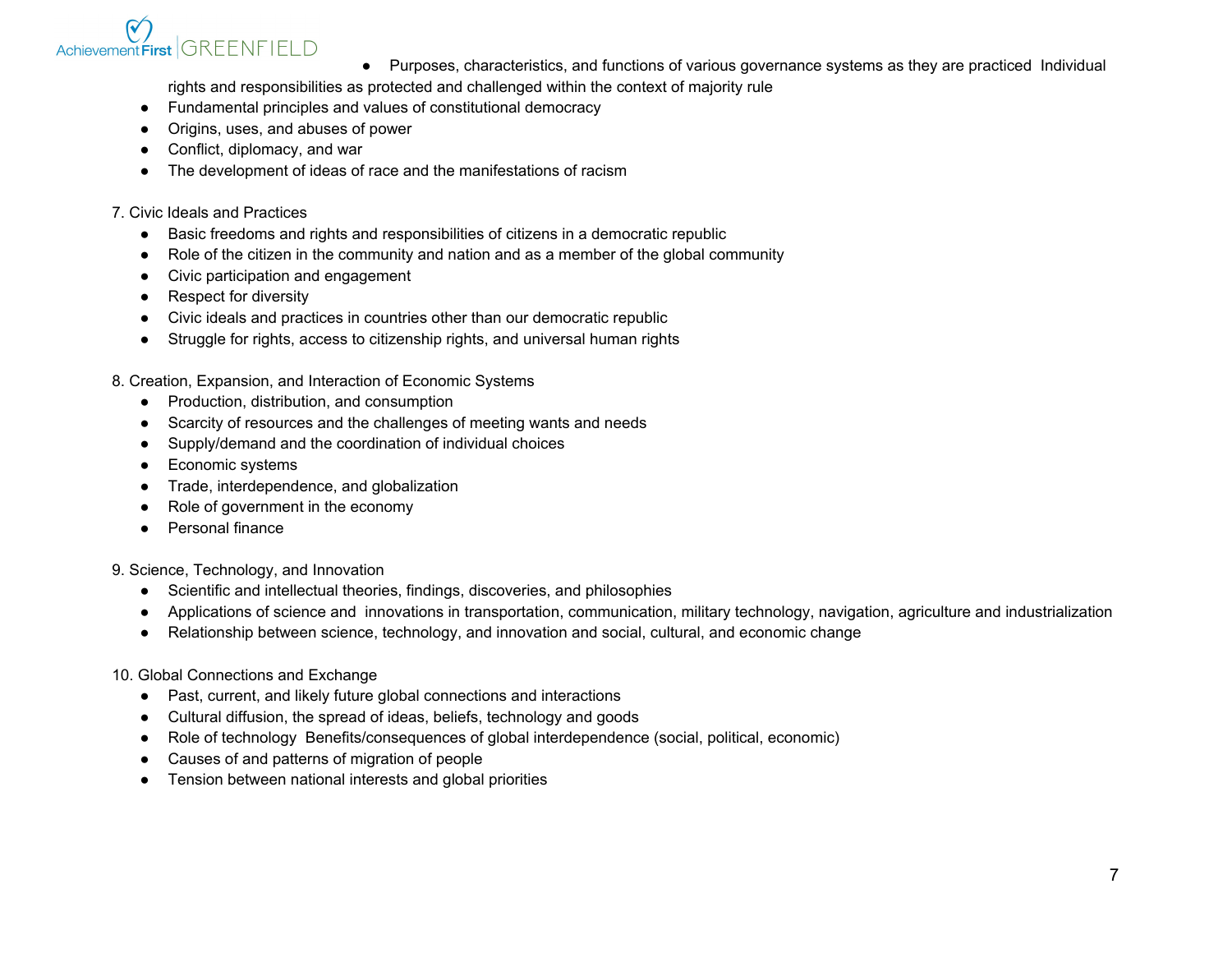- Purposes, characteristics, and functions of various governance systems as they are practiced Individual rights and responsibilities as protected and challenged within the context of majority rule
- Fundamental principles and values of constitutional democracy
- Origins, uses, and abuses of power
- Conflict, diplomacy, and war
- The development of ideas of race and the manifestations of racism

7. Civic Ideals and Practices
   - Basic freedoms and rights and responsibilities of citizens in a democratic republic
   - Role of the citizen in the community and nation and as a member of the global community
   - Civic participation and engagement
   - Respect for diversity
   - Civic ideals and practices in countries other than our democratic republic
   - Struggle for rights, access to citizenship rights, and universal human rights

8. Creation, Expansion, and Interaction of Economic Systems
   - Production, distribution, and consumption
   - Scarcity of resources and the challenges of meeting wants and needs
   - Supply/demand and the coordination of individual choices
   - Economic systems
   - Trade, interdependence, and globalization
   - Role of government in the economy
   - Personal finance

9. Science, Technology, and Innovation
   - Scientific and intellectual theories, findings, discoveries, and philosophies
   - Applications of science and innovations in transportation, communication, military technology, navigation, agriculture and industrialization
   - Relationship between science, technology, and innovation and social, cultural, and economic change

10. Global Connections and Exchange
    - Past, current, and likely future global connections and interactions
    - Cultural diffusion, the spread of ideas, beliefs, technology and goods
    - Role of technology Benefits/consequences of global interdependence (social, political, economic)
    - Causes of and patterns of migration of people
    - Tension between national interests and global priorities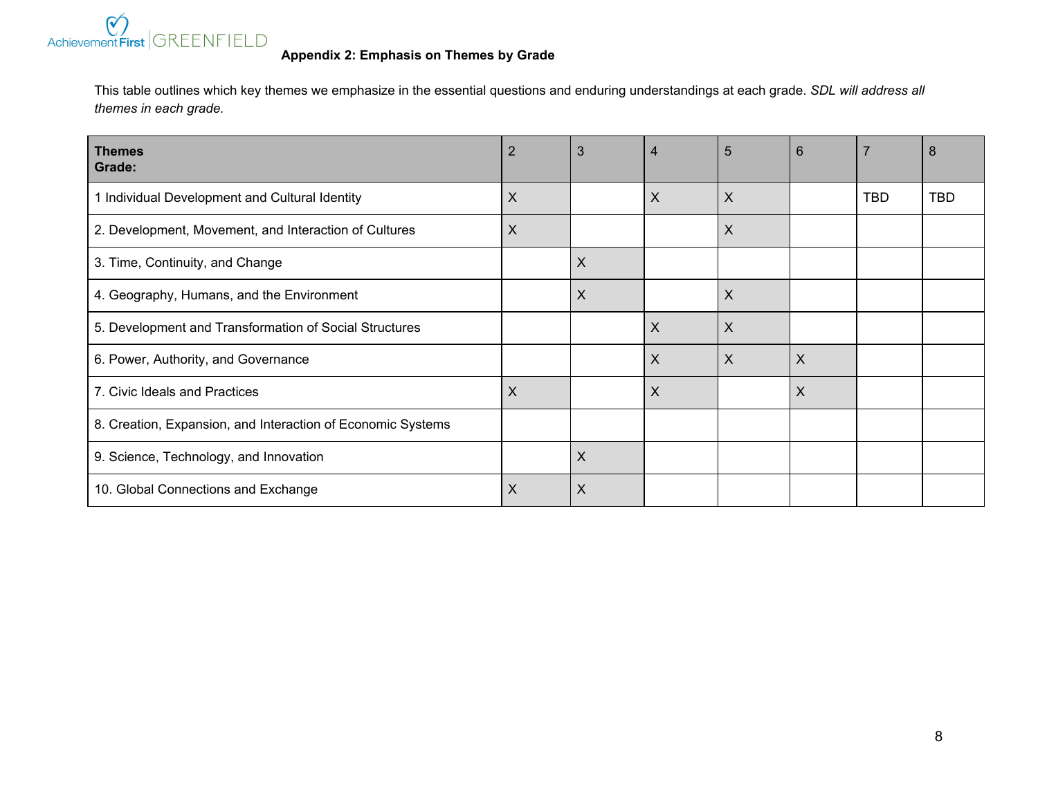**Appendix 2: Emphasis on Themes by Grade**

This table outlines which key themes we emphasize in the essential questions and enduring understandings at each grade. *SDL will address all themes in each grade.*

| **Themes Grade:** | 2 | 3 | 4 | 5 | 6 | 7 | 8 |
|---|---|---|---|---|---|---|---|
| 1 Individual Development and Cultural Identity | X | | X | X | | TBD | TBD |
| 2. Development, Movement, and Interaction of Cultures | X | | | X | | | |
| 3. Time, Continuity, and Change | | X | | | | | |
| 4. Geography, Humans, and the Environment | | X | | X | | | |
| 5. Development and Transformation of Social Structures | | | X | X | | | |
| 6. Power, Authority, and Governance | | | X | X | X | | |
| 7. Civic Ideals and Practices | X | | X | | X | | |
| 8. Creation, Expansion, and Interaction of Economic Systems | | | | | | | |
| 9. Science, Technology, and Innovation | | X | | | | | |
| 10. Global Connections and Exchange | X | X | | | | | |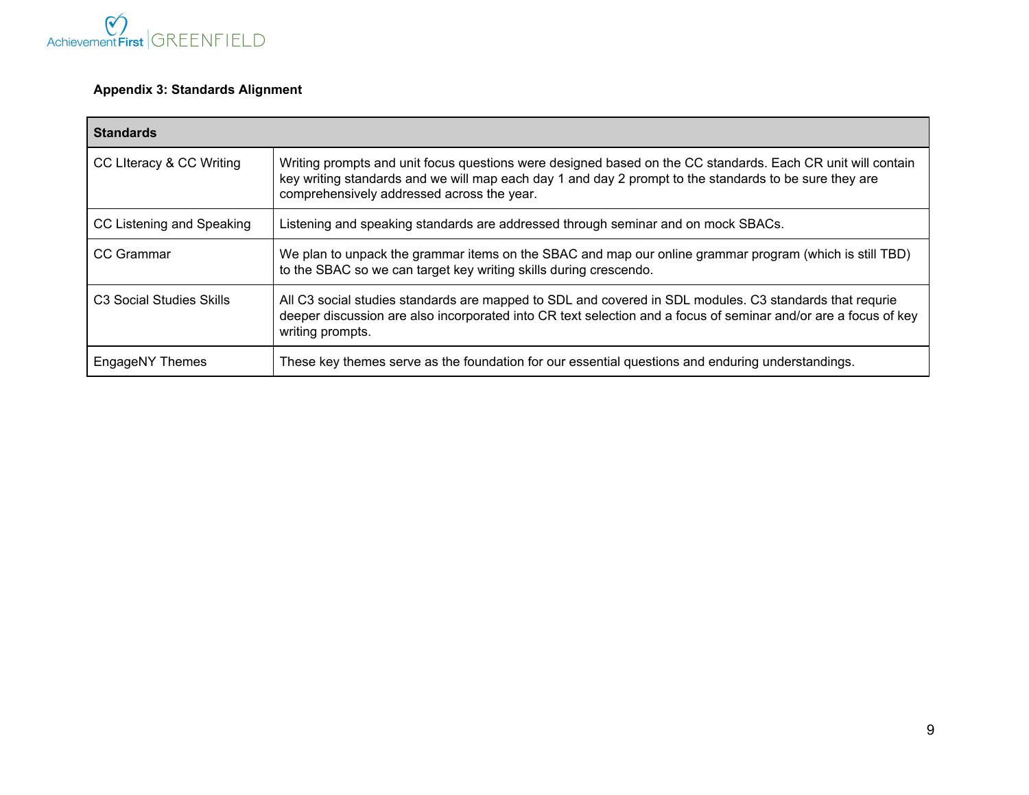**Appendix 3: Standards Alignment**

| Standards | |
|---|---|
| CC LIteracy & CC Writing | Writing prompts and unit focus questions were designed based on the CC standards. Each CR unit will contain key writing standards and we will map each day 1 and day 2 prompt to the standards to be sure they are comprehensively addressed across the year. |
| CC Listening and Speaking | Listening and speaking standards are addressed through seminar and on mock SBACs. |
| CC Grammar | We plan to unpack the grammar items on the SBAC and map our online grammar program (which is still TBD) to the SBAC so we can target key writing skills during crescendo. |
| C3 Social Studies Skills | All C3 social studies standards are mapped to SDL and covered in SDL modules. C3 standards that requrie deeper discussion are also incorporated into CR text selection and a focus of seminar and/or are a focus of key writing prompts. |
| EngageNY Themes | These key themes serve as the foundation for our essential questions and enduring understandings. |